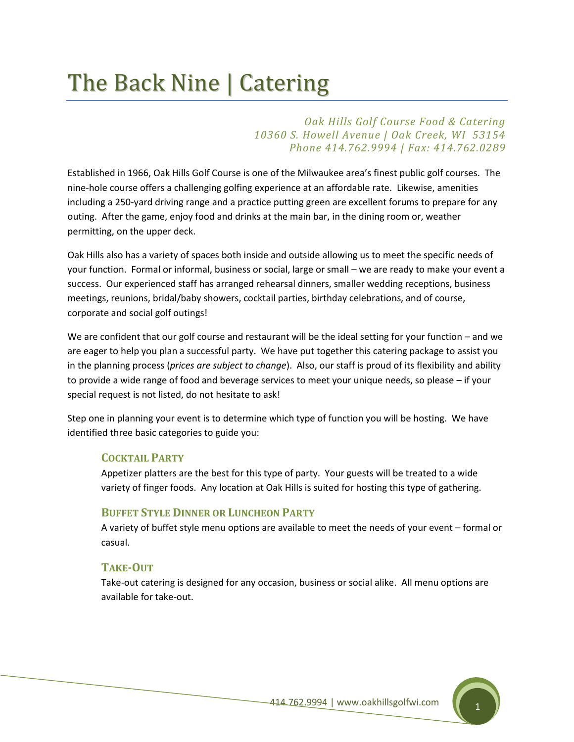# The Back Nine | Catering

*Oak Hills Golf Course Food & Catering*
*10360 S. Howell Avenue | Oak Creek, WI 53154*
*Phone 414.762.9994 | Fax: 414.762.0289*

Established in 1966, Oak Hills Golf Course is one of the Milwaukee area's finest public golf courses. The nine-hole course offers a challenging golfing experience at an affordable rate. Likewise, amenities including a 250-yard driving range and a practice putting green are excellent forums to prepare for any outing. After the game, enjoy food and drinks at the main bar, in the dining room or, weather permitting, on the upper deck.

Oak Hills also has a variety of spaces both inside and outside allowing us to meet the specific needs of your function. Formal or informal, business or social, large or small – we are ready to make your event a success. Our experienced staff has arranged rehearsal dinners, smaller wedding receptions, business meetings, reunions, bridal/baby showers, cocktail parties, birthday celebrations, and of course, corporate and social golf outings!

We are confident that our golf course and restaurant will be the ideal setting for your function – and we are eager to help you plan a successful party. We have put together this catering package to assist you in the planning process (*prices are subject to change*). Also, our staff is proud of its flexibility and ability to provide a wide range of food and beverage services to meet your unique needs, so please – if your special request is not listed, do not hesitate to ask!

Step one in planning your event is to determine which type of function you will be hosting. We have identified three basic categories to guide you:

### Cocktail Party

Appetizer platters are the best for this type of party. Your guests will be treated to a wide variety of finger foods. Any location at Oak Hills is suited for hosting this type of gathering.

### Buffet Style Dinner or Luncheon Party

A variety of buffet style menu options are available to meet the needs of your event – formal or casual.

### Take-Out

Take-out catering is designed for any occasion, business or social alike. All menu options are available for take-out.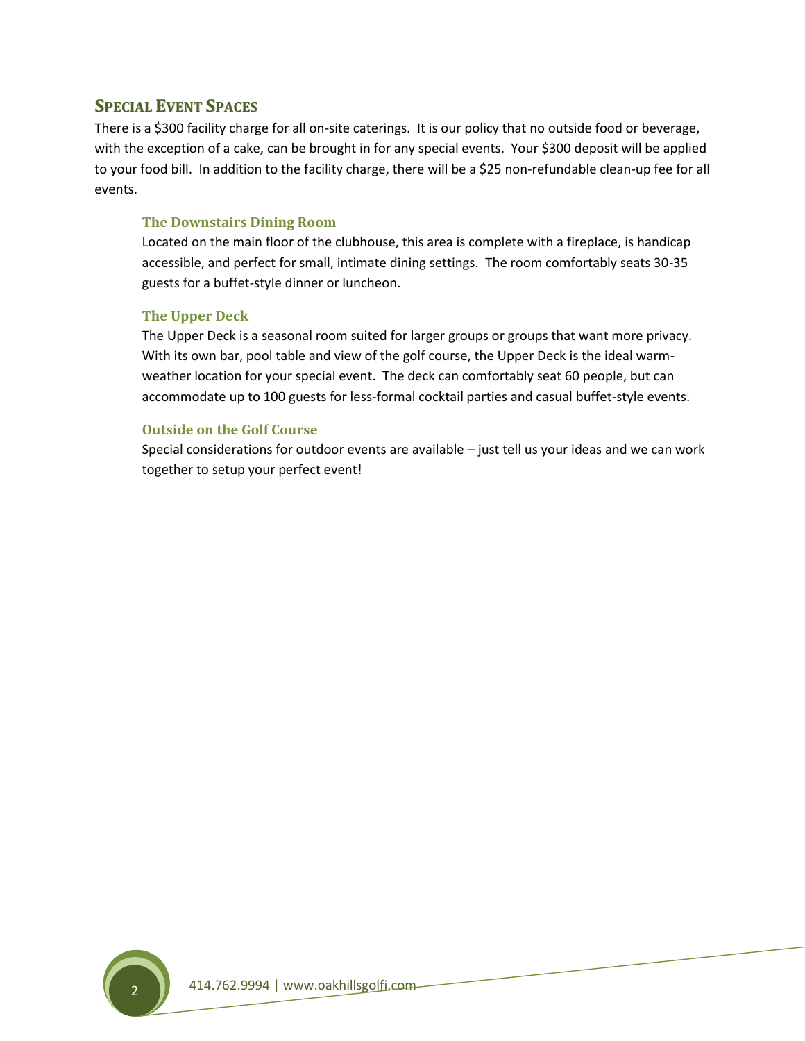## Special Event Spaces

There is a $300 facility charge for all on-site caterings. It is our policy that no outside food or beverage, with the exception of a cake, can be brought in for any special events. Your $300 deposit will be applied to your food bill. In addition to the facility charge, there will be a $25 non-refundable clean-up fee for all events.

### The Downstairs Dining Room

Located on the main floor of the clubhouse, this area is complete with a fireplace, is handicap accessible, and perfect for small, intimate dining settings. The room comfortably seats 30-35 guests for a buffet-style dinner or luncheon.

### The Upper Deck

The Upper Deck is a seasonal room suited for larger groups or groups that want more privacy. With its own bar, pool table and view of the golf course, the Upper Deck is the ideal warm-weather location for your special event. The deck can comfortably seat 60 people, but can accommodate up to 100 guests for less-formal cocktail parties and casual buffet-style events.

### Outside on the Golf Course

Special considerations for outdoor events are available – just tell us your ideas and we can work together to setup your perfect event!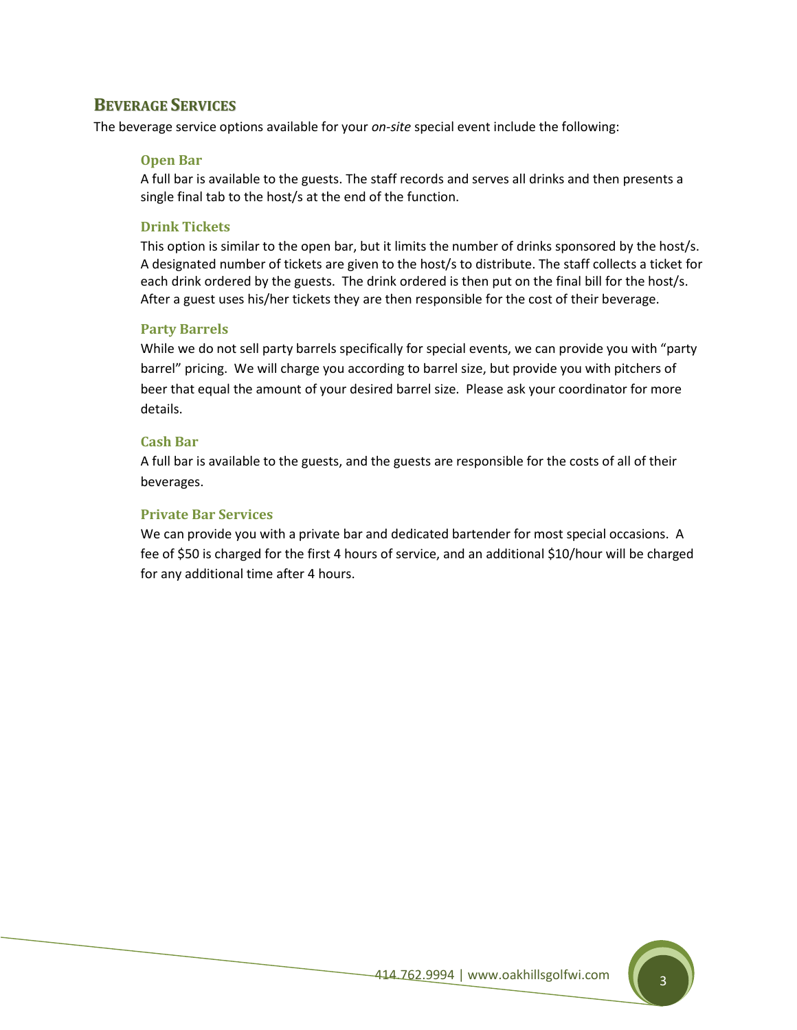## Beverage Services

The beverage service options available for your *on-site* special event include the following:

### Open Bar

A full bar is available to the guests. The staff records and serves all drinks and then presents a single final tab to the host/s at the end of the function.

### Drink Tickets

This option is similar to the open bar, but it limits the number of drinks sponsored by the host/s. A designated number of tickets are given to the host/s to distribute. The staff collects a ticket for each drink ordered by the guests. The drink ordered is then put on the final bill for the host/s. After a guest uses his/her tickets they are then responsible for the cost of their beverage.

### Party Barrels

While we do not sell party barrels specifically for special events, we can provide you with "party barrel" pricing. We will charge you according to barrel size, but provide you with pitchers of beer that equal the amount of your desired barrel size. Please ask your coordinator for more details.

### Cash Bar

A full bar is available to the guests, and the guests are responsible for the costs of all of their beverages.

### Private Bar Services

We can provide you with a private bar and dedicated bartender for most special occasions. A fee of $50 is charged for the first 4 hours of service, and an additional $10/hour will be charged for any additional time after 4 hours.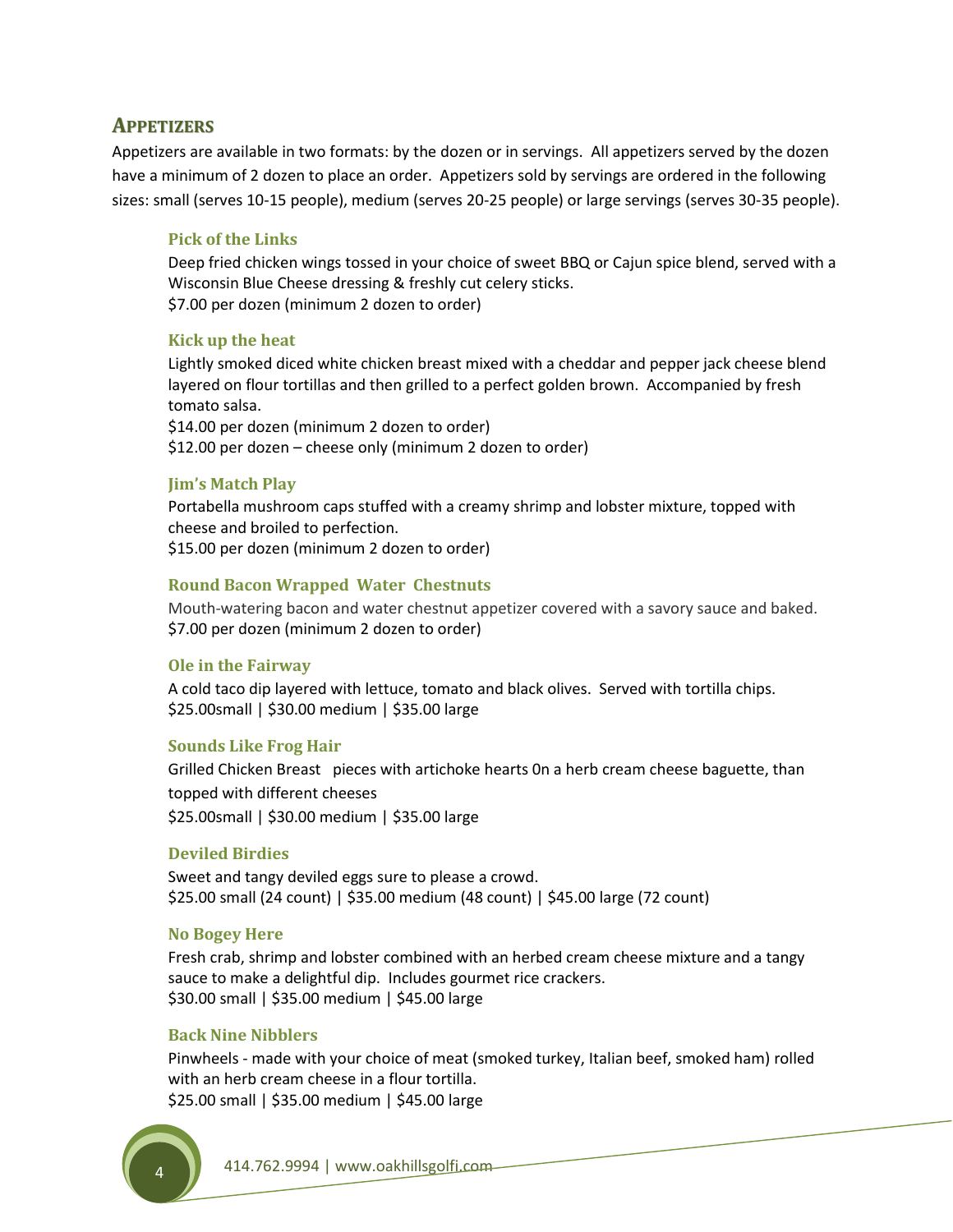## Appetizers

Appetizers are available in two formats: by the dozen or in servings. All appetizers served by the dozen have a minimum of 2 dozen to place an order. Appetizers sold by servings are ordered in the following sizes: small (serves 10-15 people), medium (serves 20-25 people) or large servings (serves 30-35 people).

### Pick of the Links

Deep fried chicken wings tossed in your choice of sweet BBQ or Cajun spice blend, served with a Wisconsin Blue Cheese dressing & freshly cut celery sticks.
$7.00 per dozen (minimum 2 dozen to order)

### Kick up the heat

Lightly smoked diced white chicken breast mixed with a cheddar and pepper jack cheese blend layered on flour tortillas and then grilled to a perfect golden brown. Accompanied by fresh tomato salsa.
$14.00 per dozen (minimum 2 dozen to order)
$12.00 per dozen – cheese only (minimum 2 dozen to order)

### Jim's Match Play

Portabella mushroom caps stuffed with a creamy shrimp and lobster mixture, topped with cheese and broiled to perfection.
$15.00 per dozen (minimum 2 dozen to order)

### Round Bacon Wrapped Water Chestnuts

Mouth-watering bacon and water chestnut appetizer covered with a savory sauce and baked.
$7.00 per dozen (minimum 2 dozen to order)

### Ole in the Fairway

A cold taco dip layered with lettuce, tomato and black olives. Served with tortilla chips.
$25.00small | $30.00 medium | $35.00 large

### Sounds Like Frog Hair

Grilled Chicken Breast pieces with artichoke hearts 0n a herb cream cheese baguette, than topped with different cheeses
$25.00small | $30.00 medium | $35.00 large

### Deviled Birdies

Sweet and tangy deviled eggs sure to please a crowd.
$25.00 small (24 count) | $35.00 medium (48 count) | $45.00 large (72 count)

### No Bogey Here

Fresh crab, shrimp and lobster combined with an herbed cream cheese mixture and a tangy sauce to make a delightful dip. Includes gourmet rice crackers.
$30.00 small | $35.00 medium | $45.00 large

### Back Nine Nibblers

Pinwheels - made with your choice of meat (smoked turkey, Italian beef, smoked ham) rolled with an herb cream cheese in a flour tortilla.
$25.00 small | $35.00 medium | $45.00 large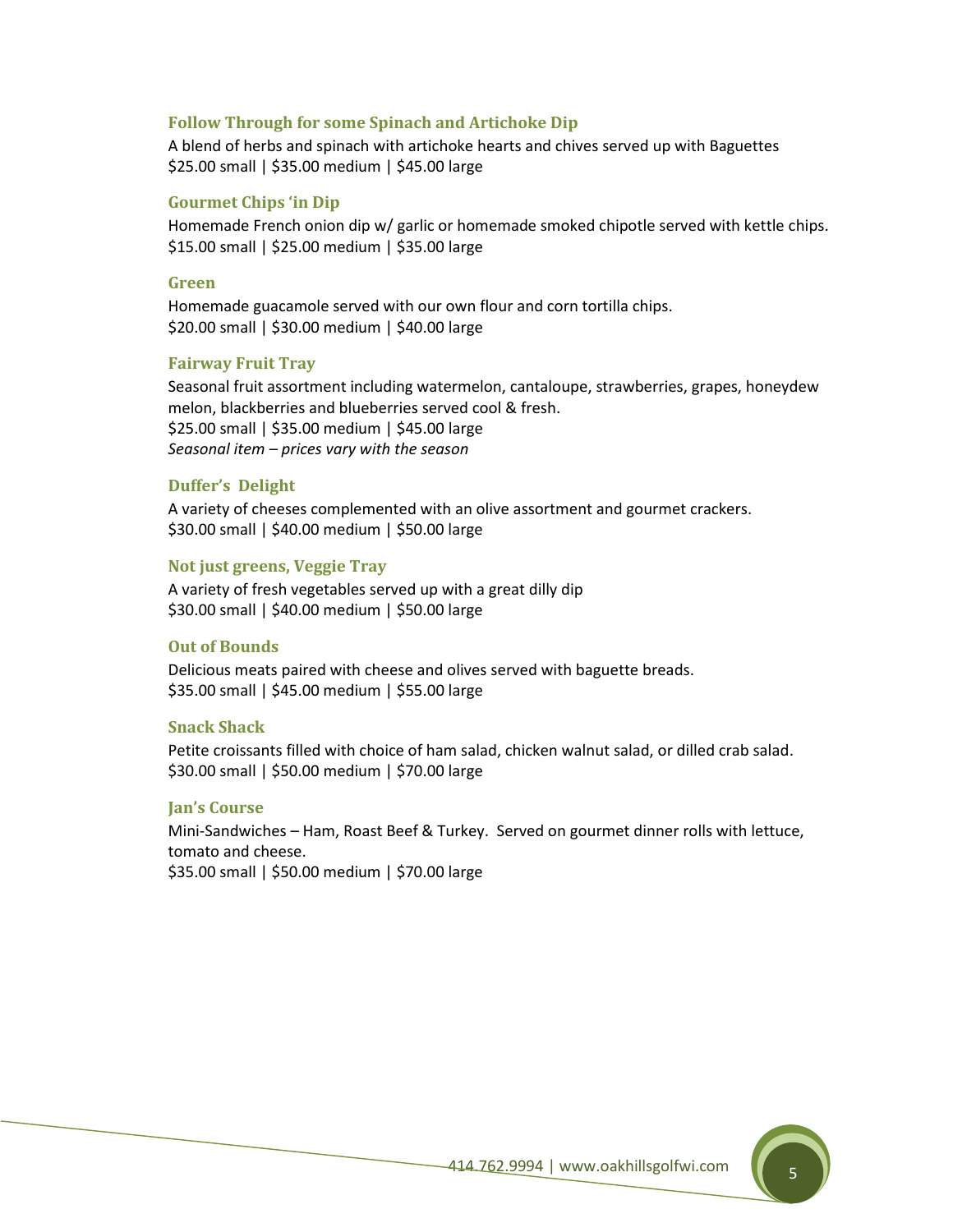### Follow Through for some Spinach and Artichoke Dip

A blend of herbs and spinach with artichoke hearts and chives served up with Baguettes
$25.00 small | $35.00 medium | $45.00 large

### Gourmet Chips 'in Dip

Homemade French onion dip w/ garlic or homemade smoked chipotle served with kettle chips.
$15.00 small | $25.00 medium | $35.00 large

### Green

Homemade guacamole served with our own flour and corn tortilla chips.
$20.00 small | $30.00 medium | $40.00 large

### Fairway Fruit Tray

Seasonal fruit assortment including watermelon, cantaloupe, strawberries, grapes, honeydew melon, blackberries and blueberries served cool & fresh.
$25.00 small | $35.00 medium | $45.00 large
*Seasonal item – prices vary with the season*

### Duffer's Delight

A variety of cheeses complemented with an olive assortment and gourmet crackers.
$30.00 small | $40.00 medium | $50.00 large

### Not just greens, Veggie Tray

A variety of fresh vegetables served up with a great dilly dip
$30.00 small | $40.00 medium | $50.00 large

### Out of Bounds

Delicious meats paired with cheese and olives served with baguette breads.
$35.00 small | $45.00 medium | $55.00 large

### Snack Shack

Petite croissants filled with choice of ham salad, chicken walnut salad, or dilled crab salad.
$30.00 small | $50.00 medium | $70.00 large

### Jan's Course

Mini-Sandwiches – Ham, Roast Beef & Turkey. Served on gourmet dinner rolls with lettuce, tomato and cheese.
$35.00 small | $50.00 medium | $70.00 large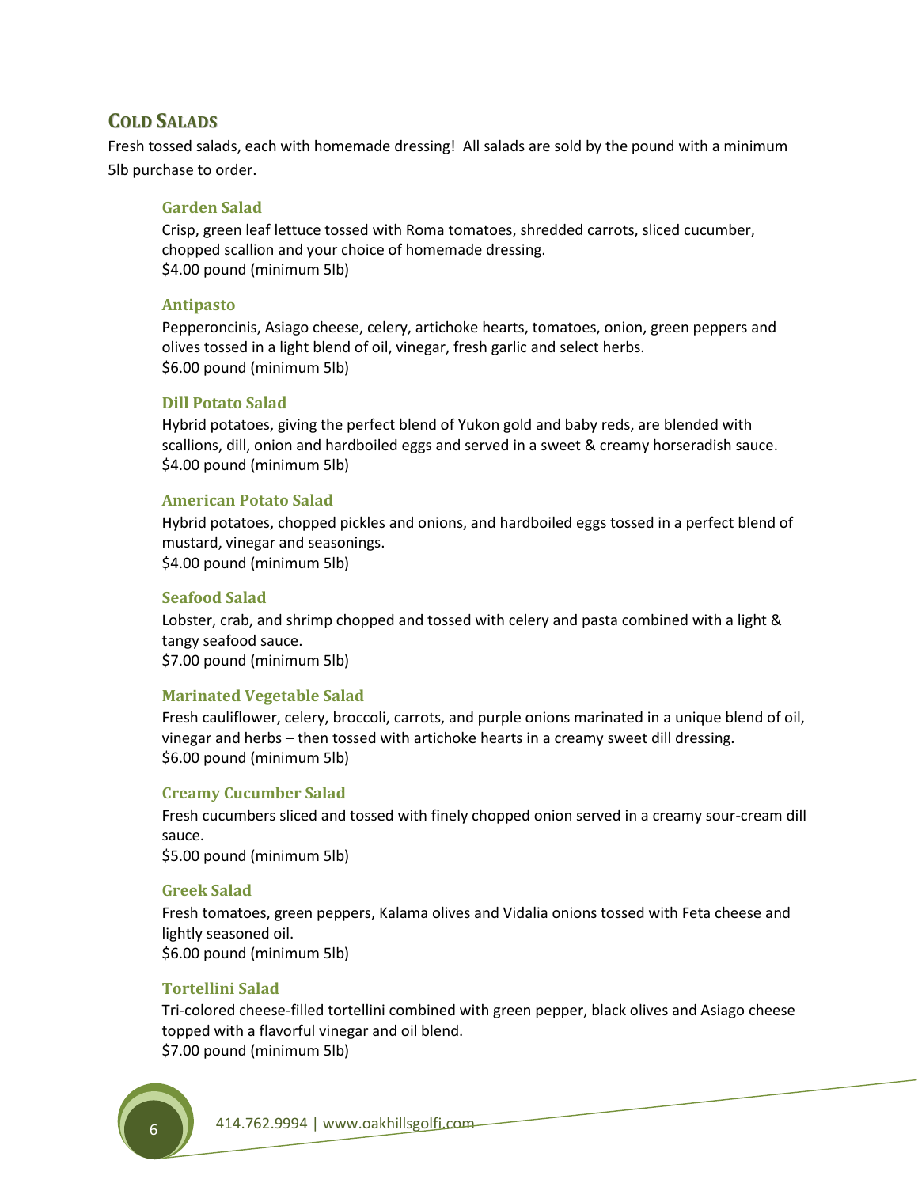## COLD SALADS

Fresh tossed salads, each with homemade dressing! All salads are sold by the pound with a minimum 5lb purchase to order.

### Garden Salad

Crisp, green leaf lettuce tossed with Roma tomatoes, shredded carrots, sliced cucumber, chopped scallion and your choice of homemade dressing.
$4.00 pound (minimum 5lb)

### Antipasto

Pepperoncinis, Asiago cheese, celery, artichoke hearts, tomatoes, onion, green peppers and olives tossed in a light blend of oil, vinegar, fresh garlic and select herbs.
$6.00 pound (minimum 5lb)

### Dill Potato Salad

Hybrid potatoes, giving the perfect blend of Yukon gold and baby reds, are blended with scallions, dill, onion and hardboiled eggs and served in a sweet & creamy horseradish sauce.
$4.00 pound (minimum 5lb)

### American Potato Salad

Hybrid potatoes, chopped pickles and onions, and hardboiled eggs tossed in a perfect blend of mustard, vinegar and seasonings.
$4.00 pound (minimum 5lb)

### Seafood Salad

Lobster, crab, and shrimp chopped and tossed with celery and pasta combined with a light & tangy seafood sauce.
$7.00 pound (minimum 5lb)

### Marinated Vegetable Salad

Fresh cauliflower, celery, broccoli, carrots, and purple onions marinated in a unique blend of oil, vinegar and herbs – then tossed with artichoke hearts in a creamy sweet dill dressing.
$6.00 pound (minimum 5lb)

### Creamy Cucumber Salad

Fresh cucumbers sliced and tossed with finely chopped onion served in a creamy sour-cream dill sauce.
$5.00 pound (minimum 5lb)

### Greek Salad

Fresh tomatoes, green peppers, Kalama olives and Vidalia onions tossed with Feta cheese and lightly seasoned oil.
$6.00 pound (minimum 5lb)

### Tortellini Salad

Tri-colored cheese-filled tortellini combined with green pepper, black olives and Asiago cheese topped with a flavorful vinegar and oil blend.
$7.00 pound (minimum 5lb)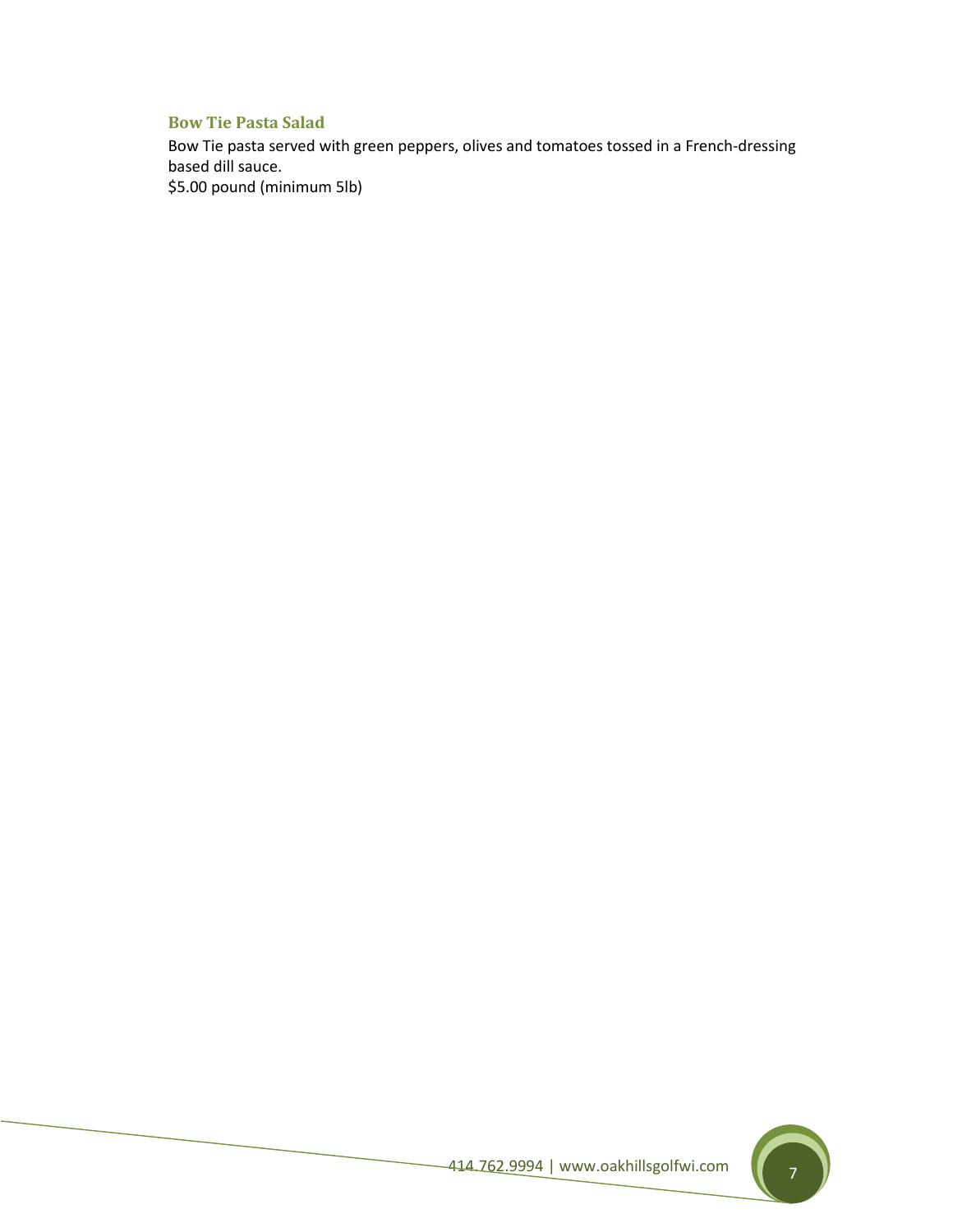### Bow Tie Pasta Salad

Bow Tie pasta served with green peppers, olives and tomatoes tossed in a French-dressing based dill sauce.
$5.00 pound (minimum 5lb)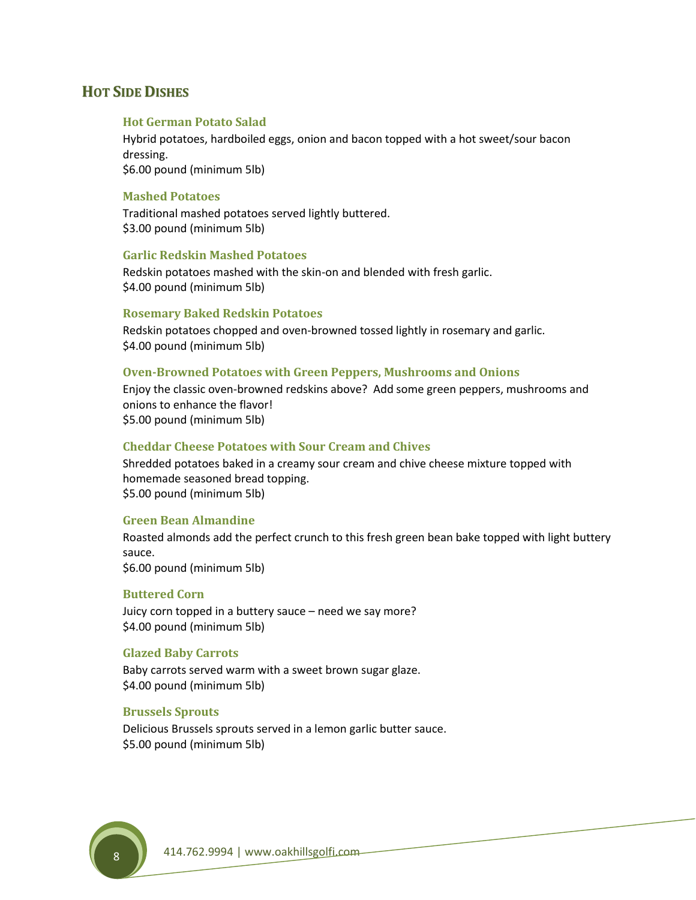## Hot Side Dishes

### Hot German Potato Salad

Hybrid potatoes, hardboiled eggs, onion and bacon topped with a hot sweet/sour bacon dressing.
$6.00 pound (minimum 5lb)

### Mashed Potatoes

Traditional mashed potatoes served lightly buttered.
$3.00 pound (minimum 5lb)

### Garlic Redskin Mashed Potatoes

Redskin potatoes mashed with the skin-on and blended with fresh garlic.
$4.00 pound (minimum 5lb)

### Rosemary Baked Redskin Potatoes

Redskin potatoes chopped and oven-browned tossed lightly in rosemary and garlic.
$4.00 pound (minimum 5lb)

### Oven-Browned Potatoes with Green Peppers, Mushrooms and Onions

Enjoy the classic oven-browned redskins above? Add some green peppers, mushrooms and onions to enhance the flavor!
$5.00 pound (minimum 5lb)

### Cheddar Cheese Potatoes with Sour Cream and Chives

Shredded potatoes baked in a creamy sour cream and chive cheese mixture topped with homemade seasoned bread topping.
$5.00 pound (minimum 5lb)

### Green Bean Almandine

Roasted almonds add the perfect crunch to this fresh green bean bake topped with light buttery sauce.
$6.00 pound (minimum 5lb)

### Buttered Corn

Juicy corn topped in a buttery sauce – need we say more?
$4.00 pound (minimum 5lb)

### Glazed Baby Carrots

Baby carrots served warm with a sweet brown sugar glaze.
$4.00 pound (minimum 5lb)

### Brussels Sprouts

Delicious Brussels sprouts served in a lemon garlic butter sauce.
$5.00 pound (minimum 5lb)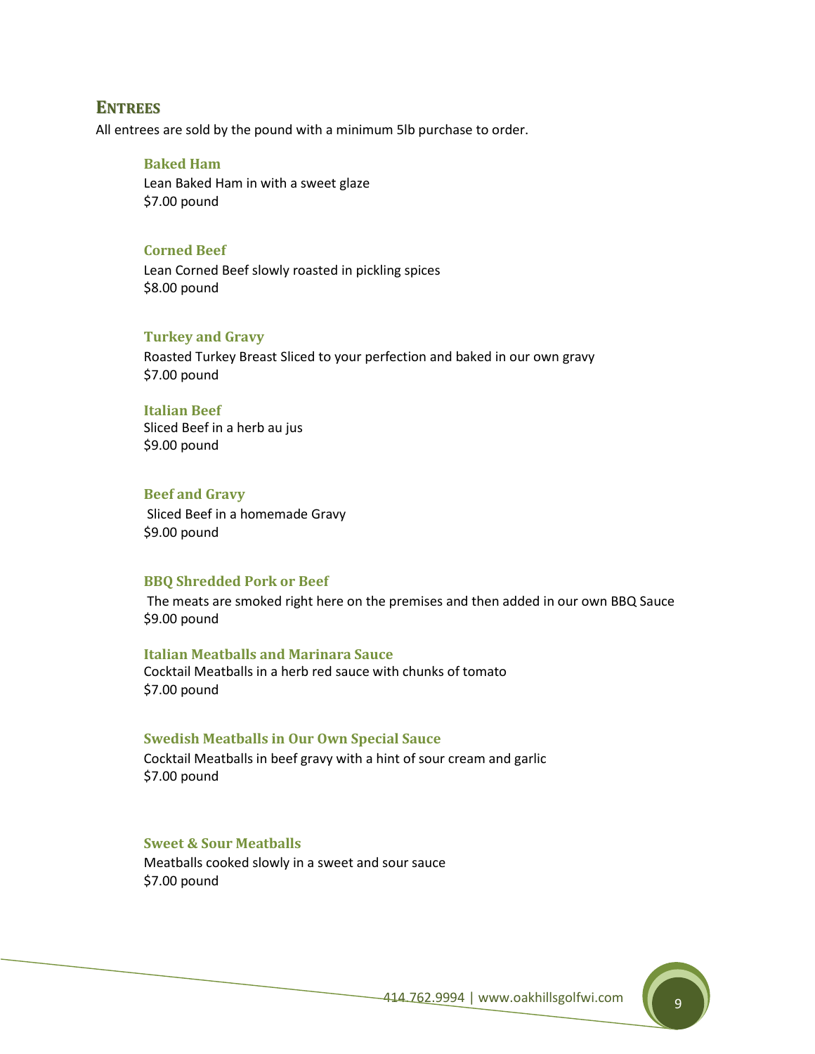## ENTREES

All entrees are sold by the pound with a minimum 5lb purchase to order.

### Baked Ham

Lean Baked Ham in with a sweet glaze
$7.00 pound

### Corned Beef

Lean Corned Beef slowly roasted in pickling spices
$8.00 pound

### Turkey and Gravy

Roasted Turkey Breast Sliced to your perfection and baked in our own gravy
$7.00 pound

### Italian Beef

Sliced Beef in a herb au jus
$9.00 pound

### Beef and Gravy

Sliced Beef in a homemade Gravy
$9.00 pound

### BBQ Shredded Pork or Beef

The meats are smoked right here on the premises and then added in our own BBQ Sauce
$9.00 pound

### Italian Meatballs and Marinara Sauce

Cocktail Meatballs in a herb red sauce with chunks of tomato
$7.00 pound

### Swedish Meatballs in Our Own Special Sauce

Cocktail Meatballs in beef gravy with a hint of sour cream and garlic
$7.00 pound

### Sweet & Sour Meatballs

Meatballs cooked slowly in a sweet and sour sauce
$7.00 pound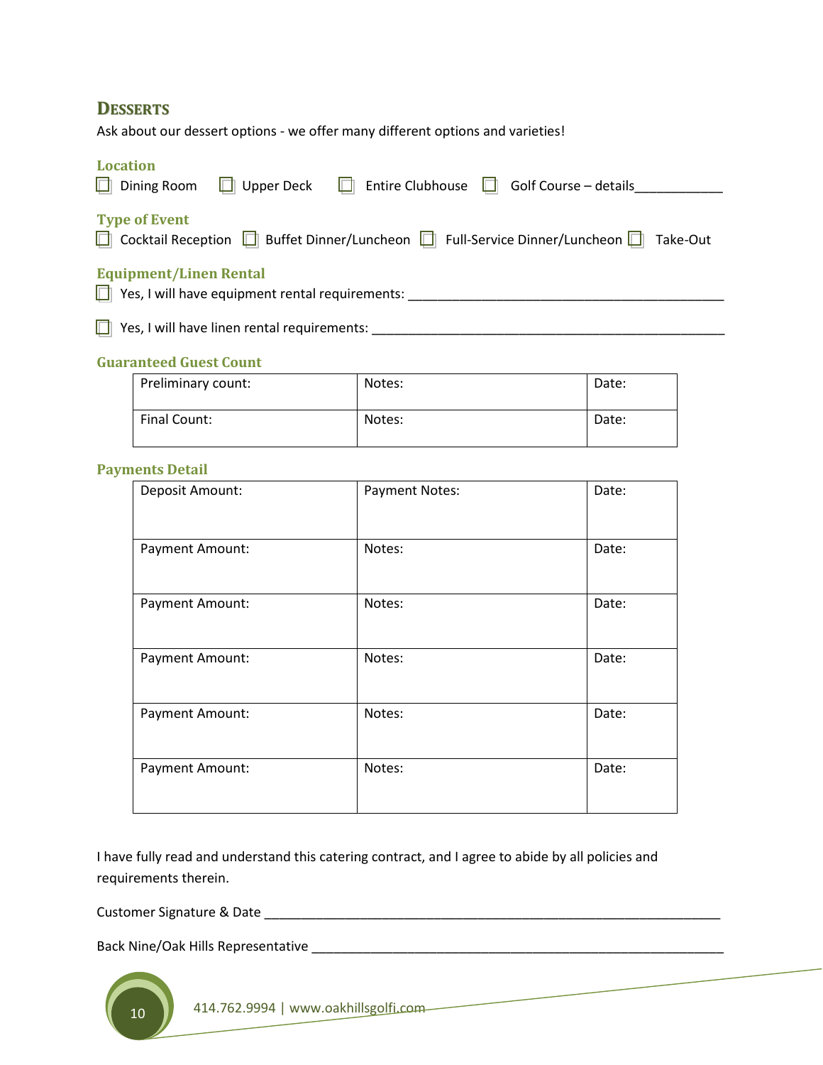## DESSERTS

Ask about our dessert options - we offer many different options and varieties!

### Location

☐ Dining Room ☐ Upper Deck ☐ Entire Clubhouse ☐ Golf Course – details____________

### Type of Event

☐ Cocktail Reception ☐ Buffet Dinner/Luncheon ☐ Full-Service Dinner/Luncheon ☐ Take-Out

### Equipment/Linen Rental

☐ Yes, I will have equipment rental requirements: ____________________________________________

☐ Yes, I will have linen rental requirements: _________________________________________________

### Guaranteed Guest Count

| | | |
|---|---|---|
| Preliminary count: | Notes: | Date: |
| Final Count: | Notes: | Date: |

### Payments Detail

| | | |
|---|---|---|
| Deposit Amount: | Payment Notes: | Date: |
| Payment Amount: | Notes: | Date: |
| Payment Amount: | Notes: | Date: |
| Payment Amount: | Notes: | Date: |
| Payment Amount: | Notes: | Date: |
| Payment Amount: | Notes: | Date: |

I have fully read and understand this catering contract, and I agree to abide by all policies and requirements therein.

Customer Signature & Date _________________________________________________________________

Back Nine/Oak Hills Representative ___________________________________________________________

414.762.9994 | www.oakhillsgolfi.com